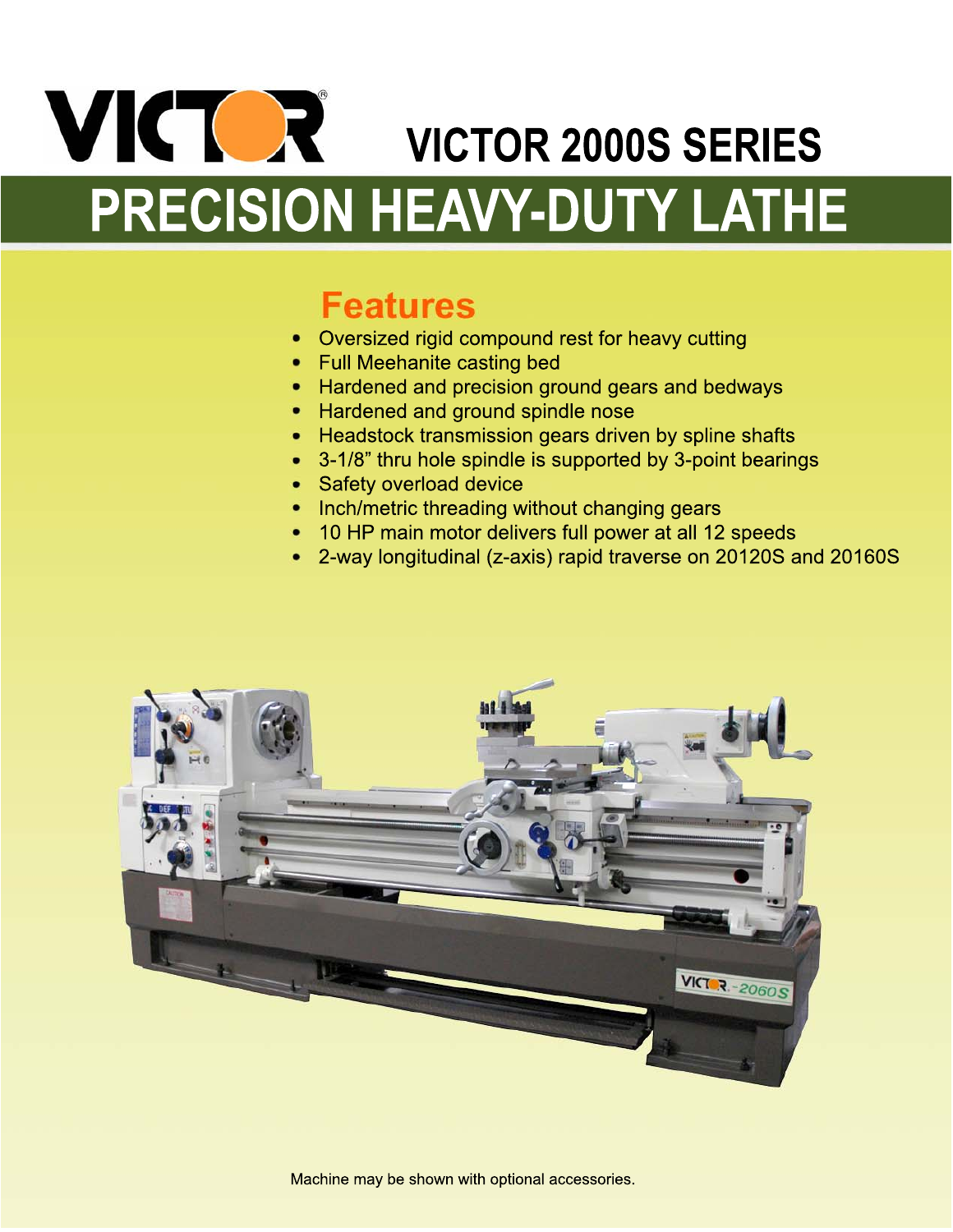# VICTOR 2000S SERIES

# PRECISION HEAVY-DUTY LATHE

## Features

- Oversized rigid compound rest for heavy cutting
- Full Meehanite casting bed
- Hardened and precision ground gears and bedways
- Hardened and ground spindle nose
- Headstock transmission gears driven by spline shafts
- 3-1/8" thru hole spindle is supported by 3-point bearings
- Safety overload device
- Inch/metric threading without changing gears
- 10 HP main motor delivers full power at all 12 speeds
- 2-way longitudinal (z-axis) rapid traverse on 20120S and 20160S

Machine may be shown with optional accessories.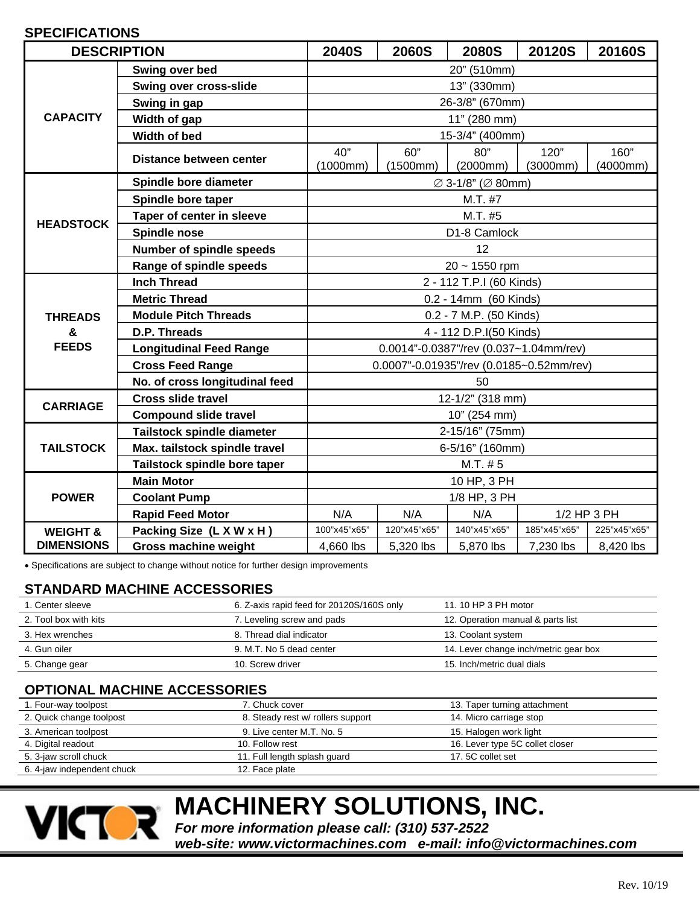## SPECIFICATIONS

| DESCRIPTION | | 2040S | 2060S | 2080S | 20120S | 20160S |
|---|---|---|---|---|---|---|
| CAPACITY | Swing over bed | 20" (510mm) | | | | |
| | Swing over cross-slide | 13" (330mm) | | | | |
| | Swing in gap | 26-3/8" (670mm) | | | | |
| | Width of gap | 11" (280 mm) | | | | |
| | Width of bed | 15-3/4" (400mm) | | | | |
| | Distance between center | 40" (1000mm) | 60" (1500mm) | 80" (2000mm) | 120" (3000mm) | 160" (4000mm) |
| HEADSTOCK | Spindle bore diameter | ∅ 3-1/8" (∅ 80mm) | | | | |
| | Spindle bore taper | M.T. #7 | | | | |
| | Taper of center in sleeve | M.T. #5 | | | | |
| | Spindle nose | D1-8 Camlock | | | | |
| | Number of spindle speeds | 12 | | | | |
| | Range of spindle speeds | 20 ~ 1550 rpm | | | | |
| THREADS & FEEDS | Inch Thread | 2 - 112 T.P.I (60 Kinds) | | | | |
| | Metric Thread | 0.2 - 14mm (60 Kinds) | | | | |
| | Module Pitch Threads | 0.2 - 7 M.P. (50 Kinds) | | | | |
| | D.P. Threads | 4 - 112 D.P.I(50 Kinds) | | | | |
| | Longitudinal Feed Range | 0.0014"-0.0387"/rev (0.037~1.04mm/rev) | | | | |
| | Cross Feed Range | 0.0007"-0.01935"/rev (0.0185~0.52mm/rev) | | | | |
| | No. of cross longitudinal feed | 50 | | | | |
| CARRIAGE | Cross slide travel | 12-1/2" (318 mm) | | | | |
| | Compound slide travel | 10" (254 mm) | | | | |
| TAILSTOCK | Tailstock spindle diameter | 2-15/16" (75mm) | | | | |
| | Max. tailstock spindle travel | 6-5/16" (160mm) | | | | |
| | Tailstock spindle bore taper | M.T. # 5 | | | | |
| POWER | Main Motor | 10 HP, 3 PH | | | | |
| | Coolant Pump | 1/8 HP, 3 PH | | | | |
| | Rapid Feed Motor | N/A | N/A | N/A | 1/2 HP 3 PH | |
| WEIGHT & DIMENSIONS | Packing Size (L X W x H ) | 100"x45"x65" | 120"x45"x65" | 140"x45"x65" | 185"x45"x65" | 225"x45"x65" |
| | Gross machine weight | 4,660 lbs | 5,320 lbs | 5,870 lbs | 7,230 lbs | 8,420 lbs |

- Specifications are subject to change without notice for further design improvements

## STANDARD MACHINE ACCESSORIES

| | | |
|---|---|---|
| 1. Center sleeve | 6. Z-axis rapid feed for 20120S/160S only | 11. 10 HP 3 PH motor |
| 2. Tool box with kits | 7. Leveling screw and pads | 12. Operation manual & parts list |
| 3. Hex wrenches | 8. Thread dial indicator | 13. Coolant system |
| 4. Gun oiler | 9. M.T. No 5 dead center | 14. Lever change inch/metric gear box |
| 5. Change gear | 10. Screw driver | 15. Inch/metric dual dials |

## OPTIONAL MACHINE ACCESSORIES

| | | |
|---|---|---|
| 1. Four-way toolpost | 7. Chuck cover | 13. Taper turning attachment |
| 2. Quick change toolpost | 8. Steady rest w/ rollers support | 14. Micro carriage stop |
| 3. American toolpost | 9. Live center M.T. No. 5 | 15. Halogen work light |
| 4. Digital readout | 10. Follow rest | 16. Lever type 5C collet closer |
| 5. 3-jaw scroll chuck | 11. Full length splash guard | 17. 5C collet set |
| 6. 4-jaw independent chuck | 12. Face plate | |

# VICTOR MACHINERY SOLUTIONS, INC.

***For more information please call: (310) 537-2522***

***web-site: www.victormachines.com e-mail: info@victormachines.com***

Rev. 10/19